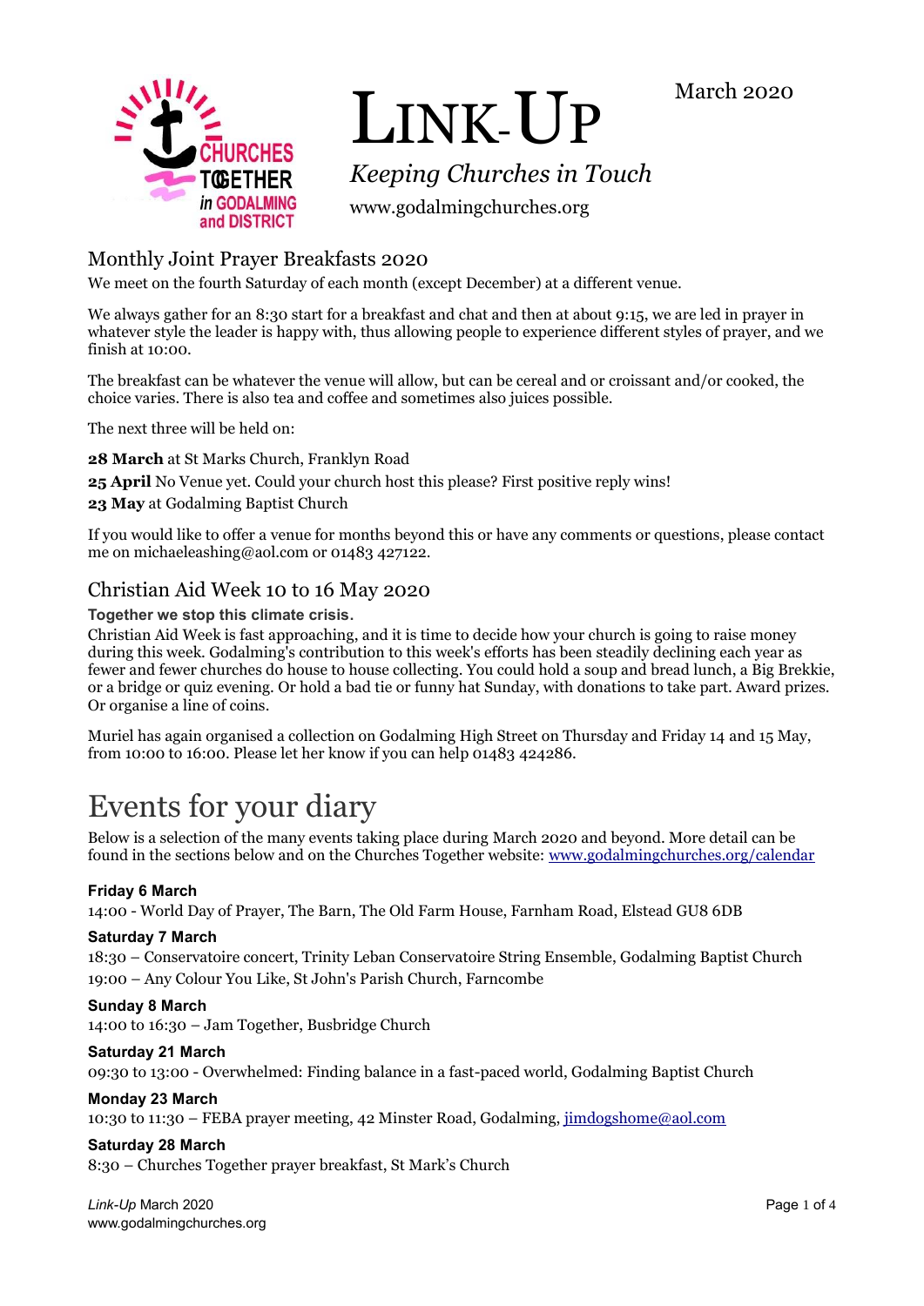# LINK-UP

March 2020

*Keeping Churches in Touch*

www.godalmingchurches.org

## Monthly Joint Prayer Breakfasts 2020

We meet on the fourth Saturday of each month (except December) at a different venue.

We always gather for an 8:30 start for a breakfast and chat and then at about 9:15, we are led in prayer in whatever style the leader is happy with, thus allowing people to experience different styles of prayer, and we finish at 10:00.

The breakfast can be whatever the venue will allow, but can be cereal and or croissant and/or cooked, the choice varies. There is also tea and coffee and sometimes also juices possible.

The next three will be held on:

**28 March** at St Marks Church, Franklyn Road

**25 April** No Venue yet. Could your church host this please? First positive reply wins!

**23 May** at Godalming Baptist Church

If you would like to offer a venue for months beyond this or have any comments or questions, please contact me on michaeleashing@aol.com or 01483 427122.

## Christian Aid Week 10 to 16 May 2020

**Together we stop this climate crisis.**

Christian Aid Week is fast approaching, and it is time to decide how your church is going to raise money during this week. Godalming's contribution to this week's efforts has been steadily declining each year as fewer and fewer churches do house to house collecting. You could hold a soup and bread lunch, a Big Brekkie, or a bridge or quiz evening. Or hold a bad tie or funny hat Sunday, with donations to take part. Award prizes. Or organise a line of coins.

Muriel has again organised a collection on Godalming High Street on Thursday and Friday 14 and 15 May, from 10:00 to 16:00. Please let her know if you can help 01483 424286.

# Events for your diary

Below is a selection of the many events taking place during March 2020 and beyond. More detail can be found in the sections below and on the Churches Together website: www.godalmingchurches.org/calendar

**Friday 6 March**

14:00 - World Day of Prayer, The Barn, The Old Farm House, Farnham Road, Elstead GU8 6DB

**Saturday 7 March**

18:30 – Conservatoire concert, Trinity Leban Conservatoire String Ensemble, Godalming Baptist Church

19:00 – Any Colour You Like, St John's Parish Church, Farncombe

**Sunday 8 March**

14:00 to 16:30 – Jam Together, Busbridge Church

**Saturday 21 March**

09:30 to 13:00 - Overwhelmed: Finding balance in a fast-paced world, Godalming Baptist Church

**Monday 23 March**

10:30 to 11:30 – FEBA prayer meeting, 42 Minster Road, Godalming, jimdogshome@aol.com

**Saturday 28 March**

8:30 – Churches Together prayer breakfast, St Mark's Church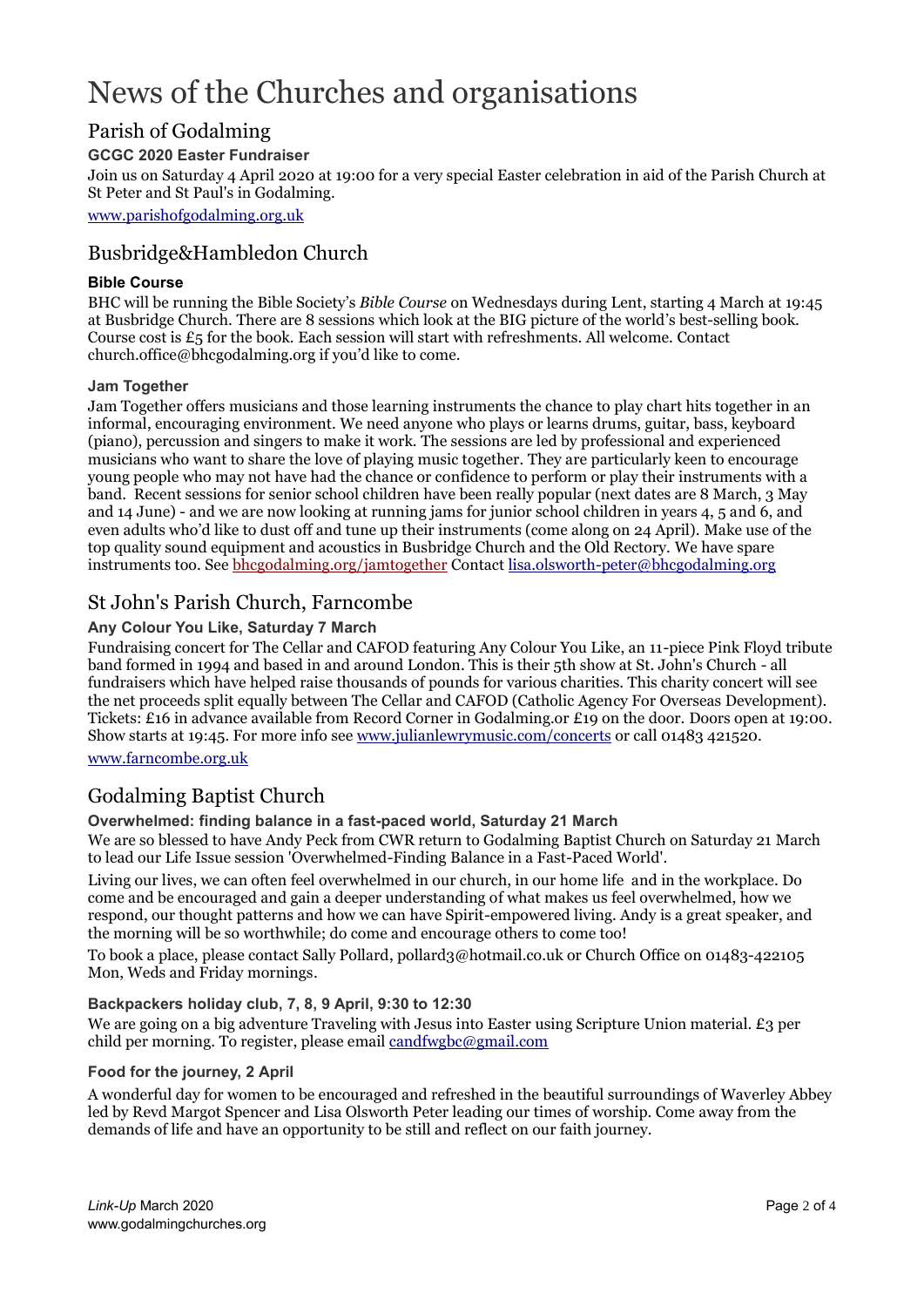# News of the Churches and organisations

## Parish of Godalming

### GCGC 2020 Easter Fundraiser

Join us on Saturday 4 April 2020 at 19:00 for a very special Easter celebration in aid of the Parish Church at St Peter and St Paul's in Godalming.

www.parishofgodalming.org.uk

## Busbridge&Hambledon Church

### Bible Course

BHC will be running the Bible Society's *Bible Course* on Wednesdays during Lent, starting 4 March at 19:45 at Busbridge Church. There are 8 sessions which look at the BIG picture of the world's best-selling book. Course cost is £5 for the book. Each session will start with refreshments. All welcome. Contact church.office@bhcgodalming.org if you'd like to come.

### Jam Together

Jam Together offers musicians and those learning instruments the chance to play chart hits together in an informal, encouraging environment. We need anyone who plays or learns drums, guitar, bass, keyboard (piano), percussion and singers to make it work. The sessions are led by professional and experienced musicians who want to share the love of playing music together. They are particularly keen to encourage young people who may not have had the chance or confidence to perform or play their instruments with a band. Recent sessions for senior school children have been really popular (next dates are 8 March, 3 May and 14 June) - and we are now looking at running jams for junior school children in years 4, 5 and 6, and even adults who'd like to dust off and tune up their instruments (come along on 24 April). Make use of the top quality sound equipment and acoustics in Busbridge Church and the Old Rectory. We have spare instruments too. See bhcgodalming.org/jamtogether Contact lisa.olsworth-peter@bhcgodalming.org

## St John's Parish Church, Farncombe

### Any Colour You Like, Saturday 7 March

Fundraising concert for The Cellar and CAFOD featuring Any Colour You Like, an 11-piece Pink Floyd tribute band formed in 1994 and based in and around London. This is their 5th show at St. John's Church - all fundraisers which have helped raise thousands of pounds for various charities. This charity concert will see the net proceeds split equally between The Cellar and CAFOD (Catholic Agency For Overseas Development). Tickets: £16 in advance available from Record Corner in Godalming.or £19 on the door. Doors open at 19:00. Show starts at 19:45. For more info see www.julianlewrymusic.com/concerts or call 01483 421520.

www.farncombe.org.uk

## Godalming Baptist Church

### Overwhelmed: finding balance in a fast-paced world, Saturday 21 March

We are so blessed to have Andy Peck from CWR return to Godalming Baptist Church on Saturday 21 March to lead our Life Issue session 'Overwhelmed-Finding Balance in a Fast-Paced World'.

Living our lives, we can often feel overwhelmed in our church, in our home life and in the workplace. Do come and be encouraged and gain a deeper understanding of what makes us feel overwhelmed, how we respond, our thought patterns and how we can have Spirit-empowered living. Andy is a great speaker, and the morning will be so worthwhile; do come and encourage others to come too!

To book a place, please contact Sally Pollard, pollard3@hotmail.co.uk or Church Office on 01483-422105 Mon, Weds and Friday mornings.

### Backpackers holiday club, 7, 8, 9 April, 9:30 to 12:30

We are going on a big adventure Traveling with Jesus into Easter using Scripture Union material. £3 per child per morning. To register, please email candfwgbc@gmail.com

### Food for the journey, 2 April

A wonderful day for women to be encouraged and refreshed in the beautiful surroundings of Waverley Abbey led by Revd Margot Spencer and Lisa Olsworth Peter leading our times of worship. Come away from the demands of life and have an opportunity to be still and reflect on our faith journey.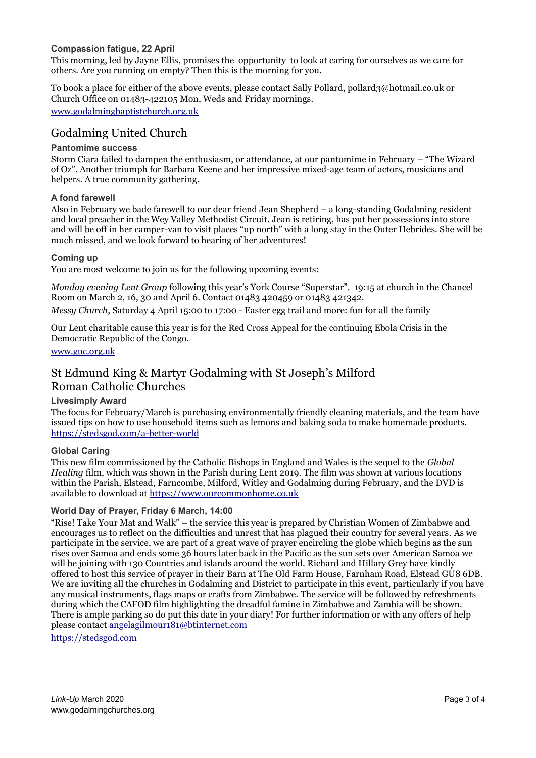### Compassion fatigue, 22 April

This morning, led by Jayne Ellis, promises the opportunity to look at caring for ourselves as we care for others. Are you running on empty? Then this is the morning for you.

To book a place for either of the above events, please contact Sally Pollard, pollard3@hotmail.co.uk or Church Office on 01483-422105 Mon, Weds and Friday mornings.

www.godalmingbaptistchurch.org.uk

## Godalming United Church

### Pantomime success

Storm Ciara failed to dampen the enthusiasm, or attendance, at our pantomime in February – "The Wizard of Oz". Another triumph for Barbara Keene and her impressive mixed-age team of actors, musicians and helpers. A true community gathering.

### A fond farewell

Also in February we bade farewell to our dear friend Jean Shepherd – a long-standing Godalming resident and local preacher in the Wey Valley Methodist Circuit. Jean is retiring, has put her possessions into store and will be off in her camper-van to visit places "up north" with a long stay in the Outer Hebrides. She will be much missed, and we look forward to hearing of her adventures!

### Coming up

You are most welcome to join us for the following upcoming events:

*Monday evening Lent Group* following this year's York Course "Superstar". 19:15 at church in the Chancel Room on March 2, 16, 30 and April 6. Contact 01483 420459 or 01483 421342.

*Messy Church*, Saturday 4 April 15:00 to 17:00 - Easter egg trail and more: fun for all the family

Our Lent charitable cause this year is for the Red Cross Appeal for the continuing Ebola Crisis in the Democratic Republic of the Congo.

www.guc.org.uk

## St Edmund King & Martyr Godalming with St Joseph's Milford Roman Catholic Churches

### Livesimply Award

The focus for February/March is purchasing environmentally friendly cleaning materials, and the team have issued tips on how to use household items such as lemons and baking soda to make homemade products. https://stedsgod.com/a-better-world

### Global Caring

This new film commissioned by the Catholic Bishops in England and Wales is the sequel to the *Global Healing* film, which was shown in the Parish during Lent 2019. The film was shown at various locations within the Parish, Elstead, Farncombe, Milford, Witley and Godalming during February, and the DVD is available to download at https://www.ourcommonhome.co.uk

### World Day of Prayer, Friday 6 March, 14:00

"Rise! Take Your Mat and Walk" – the service this year is prepared by Christian Women of Zimbabwe and encourages us to reflect on the difficulties and unrest that has plagued their country for several years. As we participate in the service, we are part of a great wave of prayer encircling the globe which begins as the sun rises over Samoa and ends some 36 hours later back in the Pacific as the sun sets over American Samoa we will be joining with 130 Countries and islands around the world. Richard and Hillary Grey have kindly offered to host this service of prayer in their Barn at The Old Farm House, Farnham Road, Elstead GU8 6DB. We are inviting all the churches in Godalming and District to participate in this event, particularly if you have any musical instruments, flags maps or crafts from Zimbabwe. The service will be followed by refreshments during which the CAFOD film highlighting the dreadful famine in Zimbabwe and Zambia will be shown. There is ample parking so do put this date in your diary! For further information or with any offers of help please contact angelagilmour181@btinternet.com

https://stedsgod.com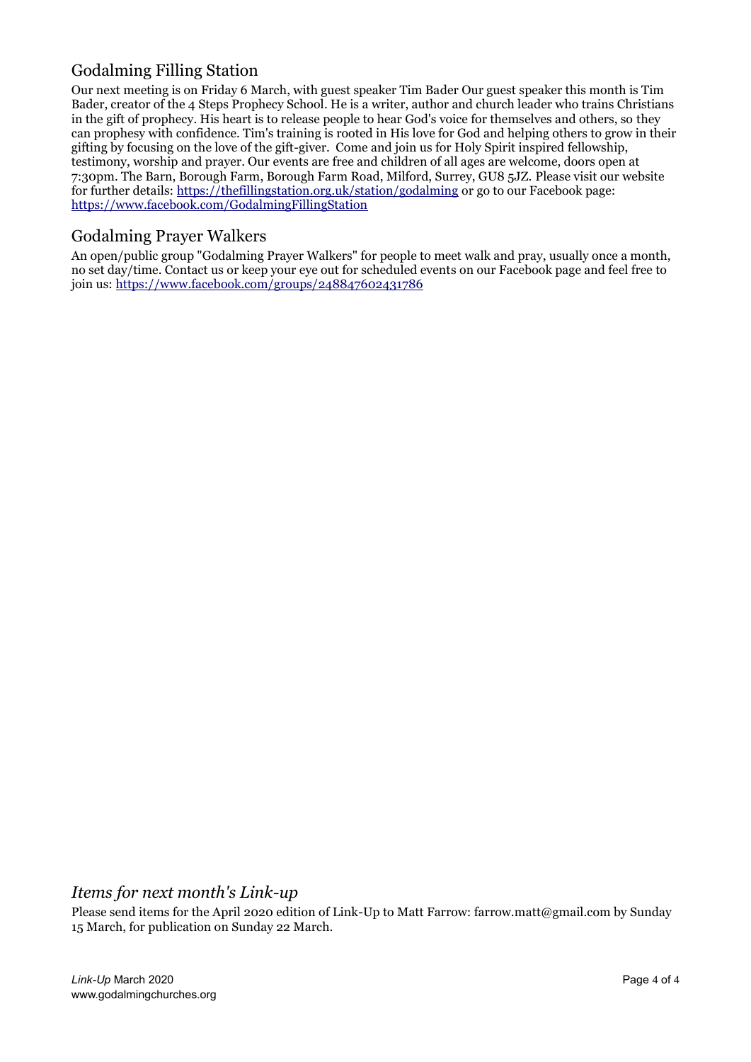## Godalming Filling Station

Our next meeting is on Friday 6 March, with guest speaker Tim Bader Our guest speaker this month is Tim Bader, creator of the 4 Steps Prophecy School. He is a writer, author and church leader who trains Christians in the gift of prophecy. His heart is to release people to hear God's voice for themselves and others, so they can prophesy with confidence. Tim's training is rooted in His love for God and helping others to grow in their gifting by focusing on the love of the gift-giver. Come and join us for Holy Spirit inspired fellowship, testimony, worship and prayer. Our events are free and children of all ages are welcome, doors open at 7:30pm. The Barn, Borough Farm, Borough Farm Road, Milford, Surrey, GU8 5JZ. Please visit our website for further details: https://thefillingstation.org.uk/station/godalming or go to our Facebook page: https://www.facebook.com/GodalmingFillingStation

## Godalming Prayer Walkers

An open/public group "Godalming Prayer Walkers" for people to meet walk and pray, usually once a month, no set day/time. Contact us or keep your eye out for scheduled events on our Facebook page and feel free to join us: https://www.facebook.com/groups/248847602431786

## *Items for next month's Link-up*

Please send items for the April 2020 edition of Link-Up to Matt Farrow: farrow.matt@gmail.com by Sunday 15 March, for publication on Sunday 22 March.